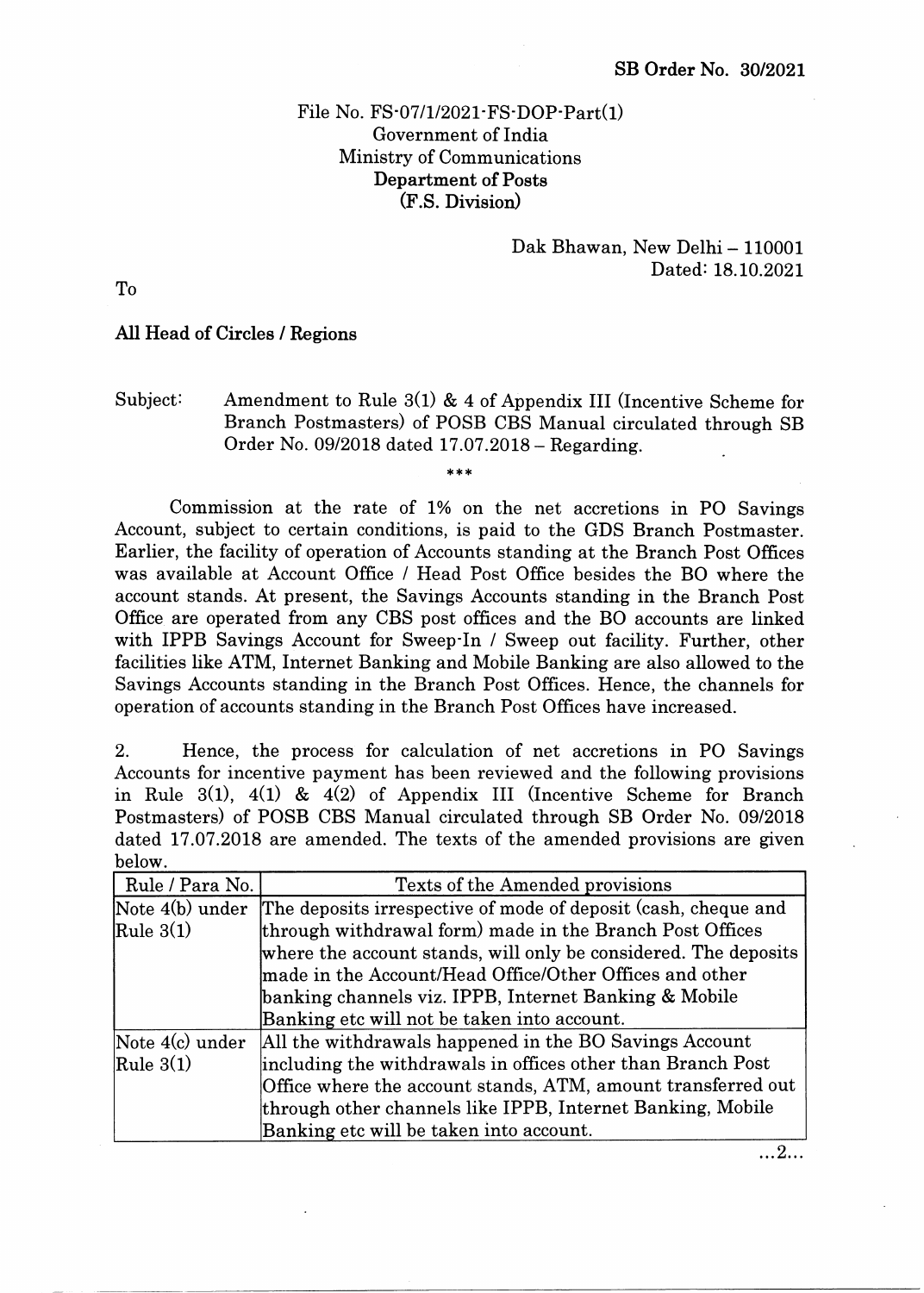**SB Order No. 30/2021**

File No. FS-07/1/2021-FS-DOP-Part(1)
Government of India
Ministry of Communications
**Department of Posts**
**(F.S. Division)**

Dak Bhawan, New Delhi – 110001
Dated: 18.10.2021

To

**All Head of Circles / Regions**

Subject: Amendment to Rule 3(1) & 4 of Appendix III (Incentive Scheme for Branch Postmasters) of POSB CBS Manual circulated through SB Order No. 09/2018 dated 17.07.2018 – Regarding.

***

Commission at the rate of 1% on the net accretions in PO Savings Account, subject to certain conditions, is paid to the GDS Branch Postmaster. Earlier, the facility of operation of Accounts standing at the Branch Post Offices was available at Account Office / Head Post Office besides the BO where the account stands. At present, the Savings Accounts standing in the Branch Post Office are operated from any CBS post offices and the BO accounts are linked with IPPB Savings Account for Sweep-In / Sweep out facility. Further, other facilities like ATM, Internet Banking and Mobile Banking are also allowed to the Savings Accounts standing in the Branch Post Offices. Hence, the channels for operation of accounts standing in the Branch Post Offices have increased.

2. Hence, the process for calculation of net accretions in PO Savings Accounts for incentive payment has been reviewed and the following provisions in Rule 3(1), 4(1) & 4(2) of Appendix III (Incentive Scheme for Branch Postmasters) of POSB CBS Manual circulated through SB Order No. 09/2018 dated 17.07.2018 are amended. The texts of the amended provisions are given below.

| Rule / Para No. | Texts of the Amended provisions |
|---|---|
| Note 4(b) under Rule 3(1) | The deposits irrespective of mode of deposit (cash, cheque and through withdrawal form) made in the Branch Post Offices where the account stands, will only be considered. The deposits made in the Account/Head Office/Other Offices and other banking channels viz. IPPB, Internet Banking & Mobile Banking etc will not be taken into account. |
| Note 4(c) under Rule 3(1) | All the withdrawals happened in the BO Savings Account including the withdrawals in offices other than Branch Post Office where the account stands, ATM, amount transferred out through other channels like IPPB, Internet Banking, Mobile Banking etc will be taken into account. |

...2...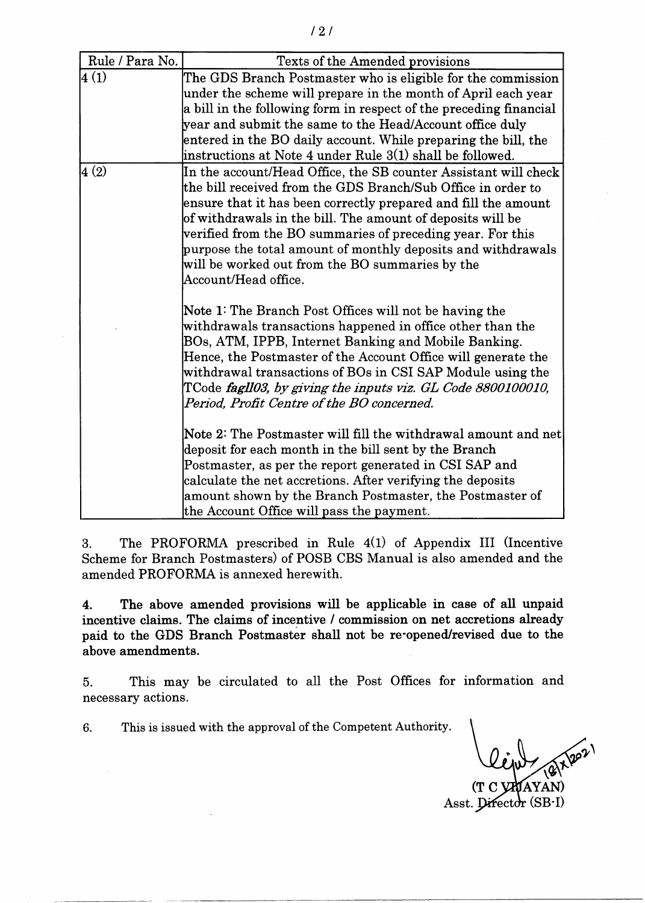| Rule / Para No. | Texts of the Amended provisions |
| --- | --- |
| 4 (1) | The GDS Branch Postmaster who is eligible for the commission under the scheme will prepare in the month of April each year a bill in the following form in respect of the preceding financial year and submit the same to the Head/Account office duly entered in the BO daily account. While preparing the bill, the instructions at Note 4 under Rule 3(1) shall be followed. |
| 4 (2) | In the account/Head Office, the SB counter Assistant will check the bill received from the GDS Branch/Sub Office in order to ensure that it has been correctly prepared and fill the amount of withdrawals in the bill. The amount of deposits will be verified from the BO summaries of preceding year. For this purpose the total amount of monthly deposits and withdrawals will be worked out from the BO summaries by the Account/Head office.<br><br>Note 1: The Branch Post Offices will not be having the withdrawals transactions happened in office other than the BOs, ATM, IPPB, Internet Banking and Mobile Banking. Hence, the Postmaster of the Account Office will generate the withdrawal transactions of BOs in CSI SAP Module using the TCode ***fagll03****, by giving the inputs viz. GL Code 8800100010, Period, Profit Centre of the BO concerned.*<br><br>Note 2: The Postmaster will fill the withdrawal amount and net deposit for each month in the bill sent by the Branch Postmaster, as per the report generated in CSI SAP and calculate the net accretions. After verifying the deposits amount shown by the Branch Postmaster, the Postmaster of the Account Office will pass the payment. |

3. The PROFORMA prescribed in Rule 4(1) of Appendix III (Incentive Scheme for Branch Postmasters) of POSB CBS Manual is also amended and the amended PROFORMA is annexed herewith.

4. **The above amended provisions will be applicable in case of all unpaid incentive claims. The claims of incentive / commission on net accretions already paid to the GDS Branch Postmaster shall not be re-opened/revised due to the above amendments.**

5. This may be circulated to all the Post Offices for information and necessary actions.

6. This is issued with the approval of the Competent Authority.

18/x/2021

(T C VIJAYAN)
Asst. Director (SB-I)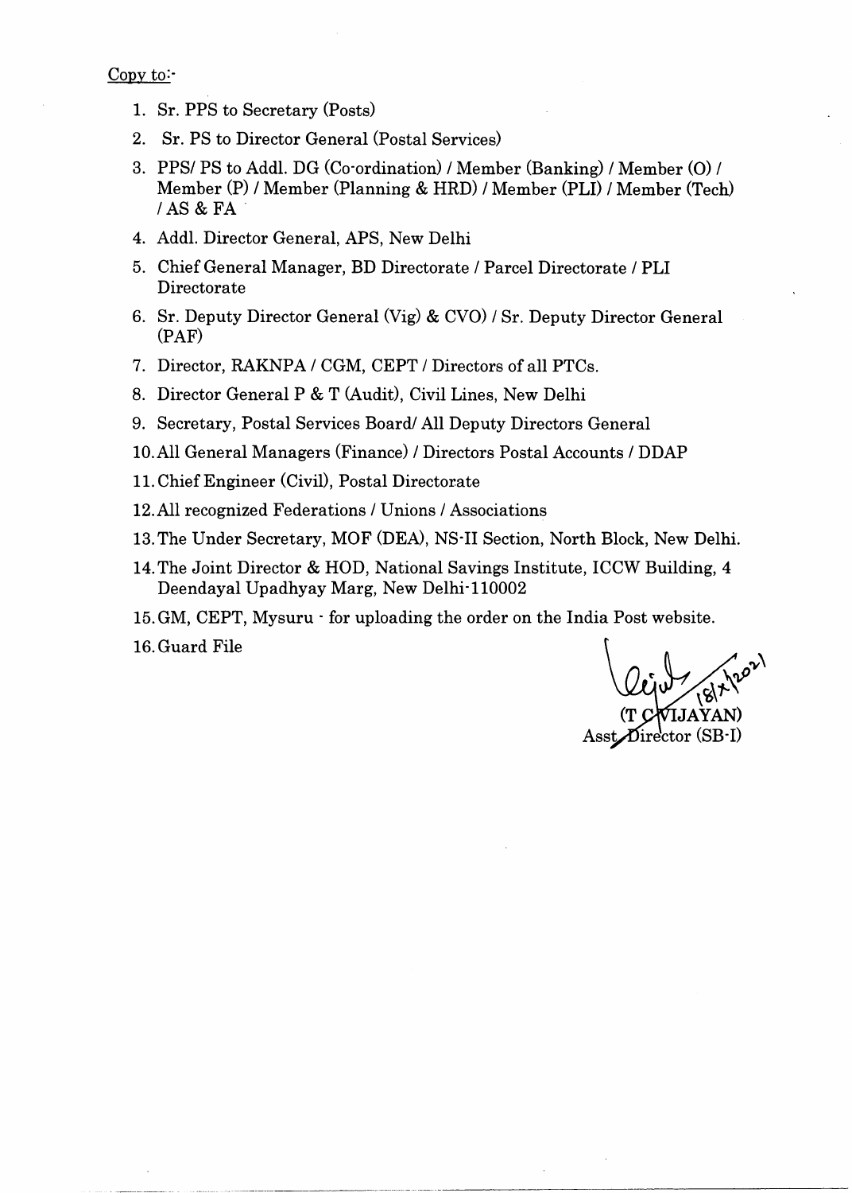Copy to:-

1. Sr. PPS to Secretary (Posts)
2. Sr. PS to Director General (Postal Services)
3. PPS/ PS to Addl. DG (Co-ordination) / Member (Banking) / Member (O) / Member (P) / Member (Planning & HRD) / Member (PLI) / Member (Tech) / AS & FA
4. Addl. Director General, APS, New Delhi
5. Chief General Manager, BD Directorate / Parcel Directorate / PLI Directorate
6. Sr. Deputy Director General (Vig) & CVO) / Sr. Deputy Director General (PAF)
7. Director, RAKNPA / CGM, CEPT / Directors of all PTCs.
8. Director General P & T (Audit), Civil Lines, New Delhi
9. Secretary, Postal Services Board/ All Deputy Directors General
10. All General Managers (Finance) / Directors Postal Accounts / DDAP
11. Chief Engineer (Civil), Postal Directorate
12. All recognized Federations / Unions / Associations
13. The Under Secretary, MOF (DEA), NS-II Section, North Block, New Delhi.
14. The Joint Director & HOD, National Savings Institute, ICCW Building, 4 Deendayal Upadhyay Marg, New Delhi-110002
15. GM, CEPT, Mysuru - for uploading the order on the India Post website.
16. Guard File

18/x/2021

(T C VIJAYAN)
Asst Director (SB-I)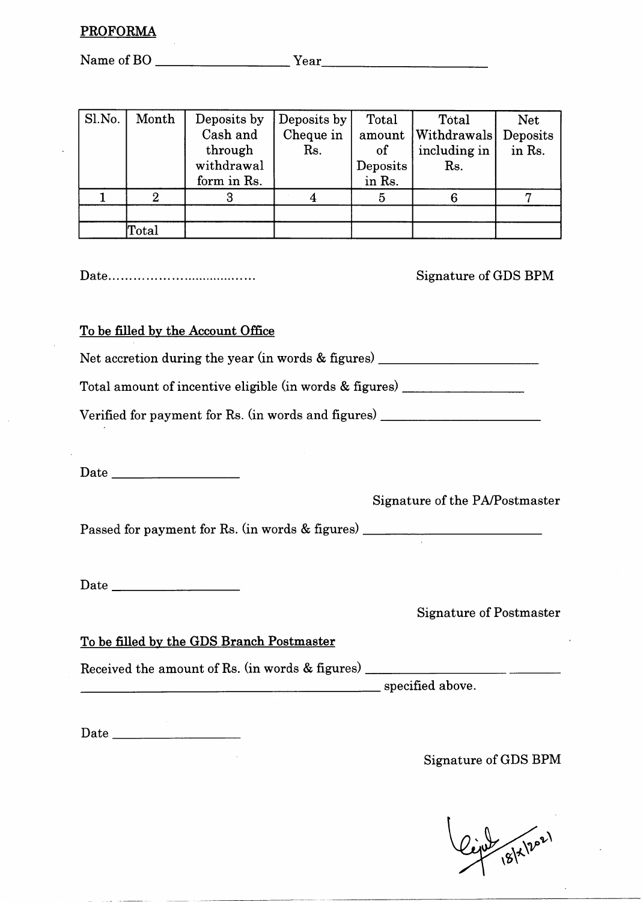**PROFORMA**

Name of BO ____________________ Year__________________________

| Sl.No. | Month | Deposits by Cash and through withdrawal form in Rs. | Deposits by Cheque in Rs. | Total amount of Deposits in Rs. | Total Withdrawals including in Rs. | Net Deposits in Rs. |
|---|---|---|---|---|---|---|
| 1 | 2 | 3 | 4 | 5 | 6 | 7 |
| | | | | | | |
| | Total | | | | | |

Date.....................................

Signature of GDS BPM

**To be filled by the Account Office**

Net accretion during the year (in words & figures) ________________________

Total amount of incentive eligible (in words & figures) __________________

Verified for payment for Rs. (in words and figures) ________________________

Date ____________________

Signature of the PA/Postmaster

Passed for payment for Rs. (in words & figures) ___________________________

Date ____________________

Signature of Postmaster

**To be filled by the GDS Branch Postmaster**

Received the amount of Rs. (in words & figures) ______________________________
_______________________________________________ specified above.

Date ____________________

Signature of GDS BPM